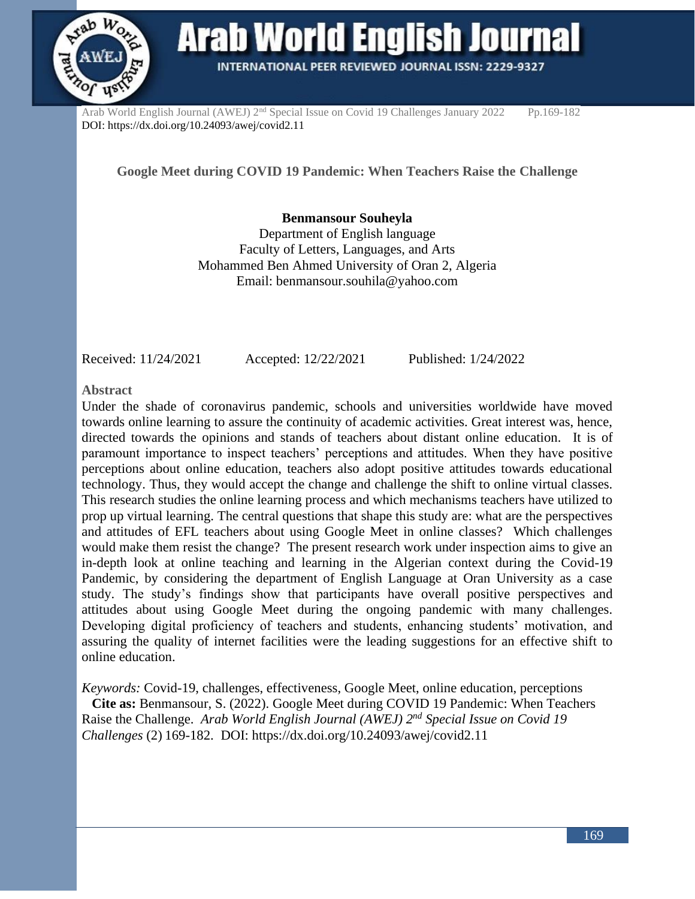# Google Meet during COVID 19 Pandemic: When Teachers Raise the Challenge

**Benmansour Souheyla**
Department of English language
Faculty of Letters, Languages, and Arts
Mohammed Ben Ahmed University of Oran 2, Algeria
Email: benmansour.souhila@yahoo.com

Received: 11/24/2021 Accepted: 12/22/2021 Published: 1/24/2022

## Abstract

Under the shade of coronavirus pandemic, schools and universities worldwide have moved towards online learning to assure the continuity of academic activities. Great interest was, hence, directed towards the opinions and stands of teachers about distant online education. It is of paramount importance to inspect teachers' perceptions and attitudes. When they have positive perceptions about online education, teachers also adopt positive attitudes towards educational technology. Thus, they would accept the change and challenge the shift to online virtual classes. This research studies the online learning process and which mechanisms teachers have utilized to prop up virtual learning. The central questions that shape this study are: what are the perspectives and attitudes of EFL teachers about using Google Meet in online classes? Which challenges would make them resist the change? The present research work under inspection aims to give an in-depth look at online teaching and learning in the Algerian context during the Covid-19 Pandemic, by considering the department of English Language at Oran University as a case study. The study's findings show that participants have overall positive perspectives and attitudes about using Google Meet during the ongoing pandemic with many challenges. Developing digital proficiency of teachers and students, enhancing students' motivation, and assuring the quality of internet facilities were the leading suggestions for an effective shift to online education.

*Keywords:* Covid-19, challenges, effectiveness, Google Meet, online education, perceptions

**Cite as:** Benmansour, S. (2022). Google Meet during COVID 19 Pandemic: When Teachers Raise the Challenge. *Arab World English Journal (AWEJ) 2nd Special Issue on Covid 19 Challenges* (2) 169-182. DOI: https://dx.doi.org/10.24093/awej/covid2.11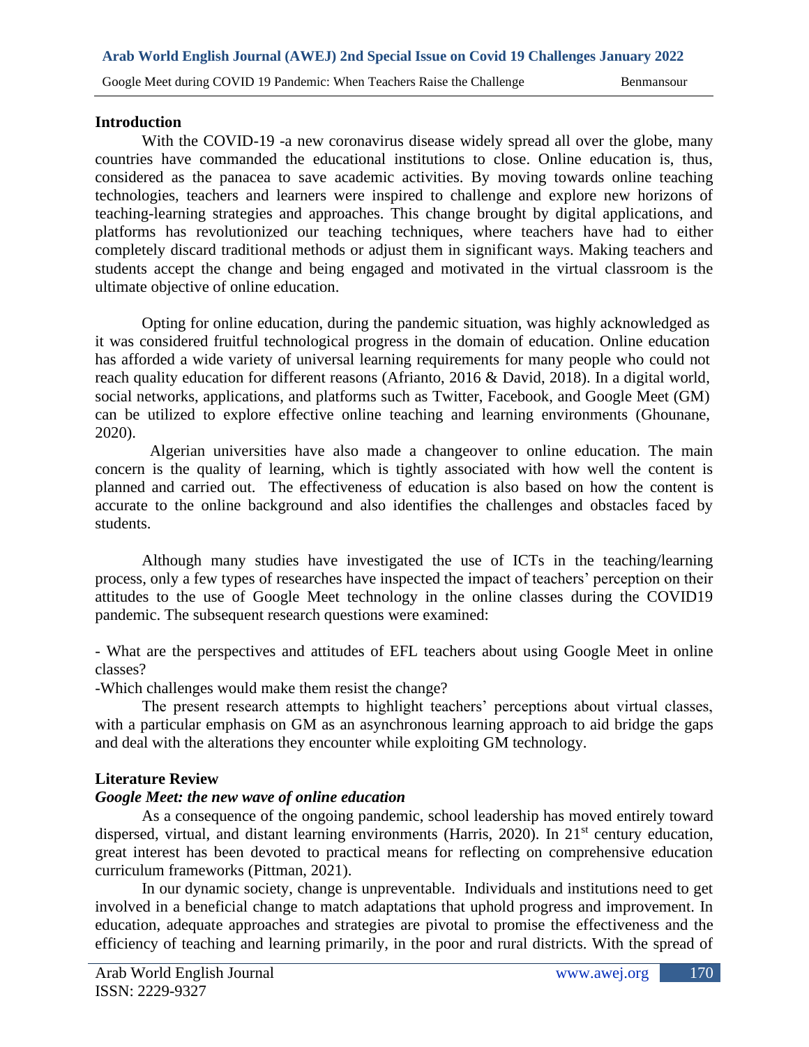## Introduction

With the COVID-19 -a new coronavirus disease widely spread all over the globe, many countries have commanded the educational institutions to close. Online education is, thus, considered as the panacea to save academic activities. By moving towards online teaching technologies, teachers and learners were inspired to challenge and explore new horizons of teaching-learning strategies and approaches. This change brought by digital applications, and platforms has revolutionized our teaching techniques, where teachers have had to either completely discard traditional methods or adjust them in significant ways. Making teachers and students accept the change and being engaged and motivated in the virtual classroom is the ultimate objective of online education.

Opting for online education, during the pandemic situation, was highly acknowledged as it was considered fruitful technological progress in the domain of education. Online education has afforded a wide variety of universal learning requirements for many people who could not reach quality education for different reasons (Afrianto, 2016 & David, 2018). In a digital world, social networks, applications, and platforms such as Twitter, Facebook, and Google Meet (GM) can be utilized to explore effective online teaching and learning environments (Ghounane, 2020).

Algerian universities have also made a changeover to online education. The main concern is the quality of learning, which is tightly associated with how well the content is planned and carried out. The effectiveness of education is also based on how the content is accurate to the online background and also identifies the challenges and obstacles faced by students.

Although many studies have investigated the use of ICTs in the teaching/learning process, only a few types of researches have inspected the impact of teachers' perception on their attitudes to the use of Google Meet technology in the online classes during the COVID19 pandemic. The subsequent research questions were examined:

- What are the perspectives and attitudes of EFL teachers about using Google Meet in online classes?
- Which challenges would make them resist the change?

The present research attempts to highlight teachers' perceptions about virtual classes, with a particular emphasis on GM as an asynchronous learning approach to aid bridge the gaps and deal with the alterations they encounter while exploiting GM technology.

## Literature Review

### *Google Meet: the new wave of online education*

As a consequence of the ongoing pandemic, school leadership has moved entirely toward dispersed, virtual, and distant learning environments (Harris, 2020). In 21st century education, great interest has been devoted to practical means for reflecting on comprehensive education curriculum frameworks (Pittman, 2021).

In our dynamic society, change is unpreventable. Individuals and institutions need to get involved in a beneficial change to match adaptations that uphold progress and improvement. In education, adequate approaches and strategies are pivotal to promise the effectiveness and the efficiency of teaching and learning primarily, in the poor and rural districts. With the spread of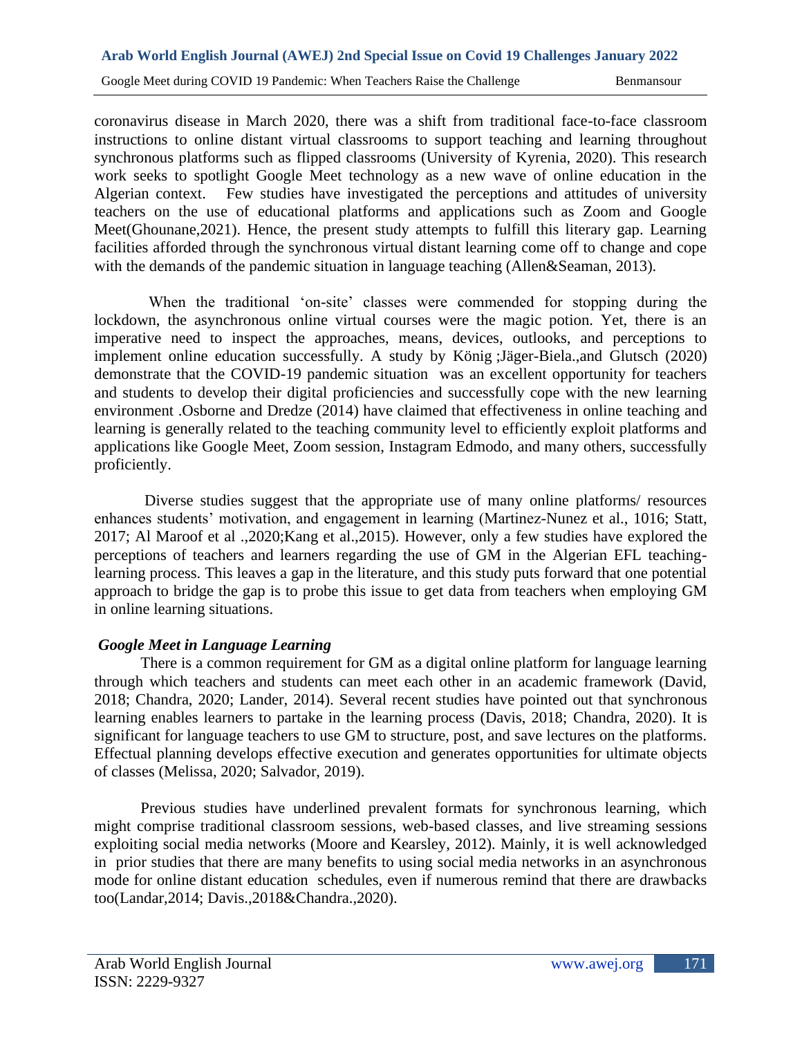coronavirus disease in March 2020, there was a shift from traditional face-to-face classroom instructions to online distant virtual classrooms to support teaching and learning throughout synchronous platforms such as flipped classrooms (University of Kyrenia, 2020). This research work seeks to spotlight Google Meet technology as a new wave of online education in the Algerian context. Few studies have investigated the perceptions and attitudes of university teachers on the use of educational platforms and applications such as Zoom and Google Meet(Ghounane,2021). Hence, the present study attempts to fulfill this literary gap. Learning facilities afforded through the synchronous virtual distant learning come off to change and cope with the demands of the pandemic situation in language teaching (Allen&Seaman, 2013).

When the traditional 'on-site' classes were commended for stopping during the lockdown, the asynchronous online virtual courses were the magic potion. Yet, there is an imperative need to inspect the approaches, means, devices, outlooks, and perceptions to implement online education successfully. A study by König ;Jäger-Biela.,and Glutsch (2020) demonstrate that the COVID-19 pandemic situation was an excellent opportunity for teachers and students to develop their digital proficiencies and successfully cope with the new learning environment .Osborne and Dredze (2014) have claimed that effectiveness in online teaching and learning is generally related to the teaching community level to efficiently exploit platforms and applications like Google Meet, Zoom session, Instagram Edmodo, and many others, successfully proficiently.

Diverse studies suggest that the appropriate use of many online platforms/ resources enhances students' motivation, and engagement in learning (Martinez-Nunez et al., 1016; Statt, 2017; Al Maroof et al .,2020;Kang et al.,2015). However, only a few studies have explored the perceptions of teachers and learners regarding the use of GM in the Algerian EFL teaching-learning process. This leaves a gap in the literature, and this study puts forward that one potential approach to bridge the gap is to probe this issue to get data from teachers when employing GM in online learning situations.

***Google Meet in Language Learning***

There is a common requirement for GM as a digital online platform for language learning through which teachers and students can meet each other in an academic framework (David, 2018; Chandra, 2020; Lander, 2014). Several recent studies have pointed out that synchronous learning enables learners to partake in the learning process (Davis, 2018; Chandra, 2020). It is significant for language teachers to use GM to structure, post, and save lectures on the platforms. Effectual planning develops effective execution and generates opportunities for ultimate objects of classes (Melissa, 2020; Salvador, 2019).

Previous studies have underlined prevalent formats for synchronous learning, which might comprise traditional classroom sessions, web-based classes, and live streaming sessions exploiting social media networks (Moore and Kearsley, 2012). Mainly, it is well acknowledged in prior studies that there are many benefits to using social media networks in an asynchronous mode for online distant education schedules, even if numerous remind that there are drawbacks too(Landar,2014; Davis.,2018&Chandra.,2020).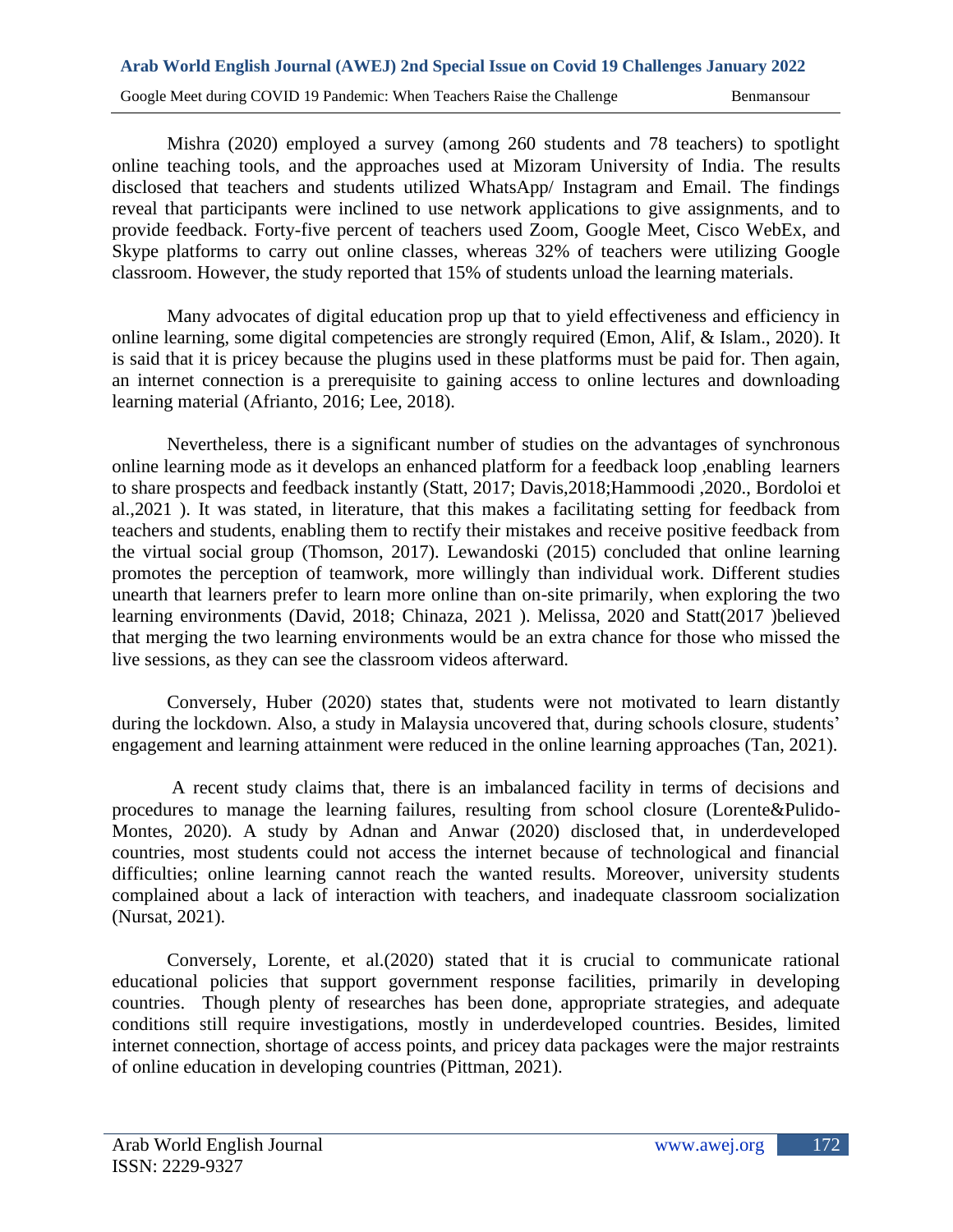Mishra (2020) employed a survey (among 260 students and 78 teachers) to spotlight online teaching tools, and the approaches used at Mizoram University of India. The results disclosed that teachers and students utilized WhatsApp/ Instagram and Email. The findings reveal that participants were inclined to use network applications to give assignments, and to provide feedback. Forty-five percent of teachers used Zoom, Google Meet, Cisco WebEx, and Skype platforms to carry out online classes, whereas 32% of teachers were utilizing Google classroom. However, the study reported that 15% of students unload the learning materials.

Many advocates of digital education prop up that to yield effectiveness and efficiency in online learning, some digital competencies are strongly required (Emon, Alif, & Islam., 2020). It is said that it is pricey because the plugins used in these platforms must be paid for. Then again, an internet connection is a prerequisite to gaining access to online lectures and downloading learning material (Afrianto, 2016; Lee, 2018).

Nevertheless, there is a significant number of studies on the advantages of synchronous online learning mode as it develops an enhanced platform for a feedback loop ,enabling learners to share prospects and feedback instantly (Statt, 2017; Davis,2018;Hammoodi ,2020., Bordoloi et al.,2021 ). It was stated, in literature, that this makes a facilitating setting for feedback from teachers and students, enabling them to rectify their mistakes and receive positive feedback from the virtual social group (Thomson, 2017). Lewandoski (2015) concluded that online learning promotes the perception of teamwork, more willingly than individual work. Different studies unearth that learners prefer to learn more online than on-site primarily, when exploring the two learning environments (David, 2018; Chinaza, 2021 ). Melissa, 2020 and Statt(2017 )believed that merging the two learning environments would be an extra chance for those who missed the live sessions, as they can see the classroom videos afterward.

Conversely, Huber (2020) states that, students were not motivated to learn distantly during the lockdown. Also, a study in Malaysia uncovered that, during schools closure, students' engagement and learning attainment were reduced in the online learning approaches (Tan, 2021).

A recent study claims that, there is an imbalanced facility in terms of decisions and procedures to manage the learning failures, resulting from school closure (Lorente&Pulido-Montes, 2020). A study by Adnan and Anwar (2020) disclosed that, in underdeveloped countries, most students could not access the internet because of technological and financial difficulties; online learning cannot reach the wanted results. Moreover, university students complained about a lack of interaction with teachers, and inadequate classroom socialization (Nursat, 2021).

Conversely, Lorente, et al.(2020) stated that it is crucial to communicate rational educational policies that support government response facilities, primarily in developing countries. Though plenty of researches has been done, appropriate strategies, and adequate conditions still require investigations, mostly in underdeveloped countries. Besides, limited internet connection, shortage of access points, and pricey data packages were the major restraints of online education in developing countries (Pittman, 2021).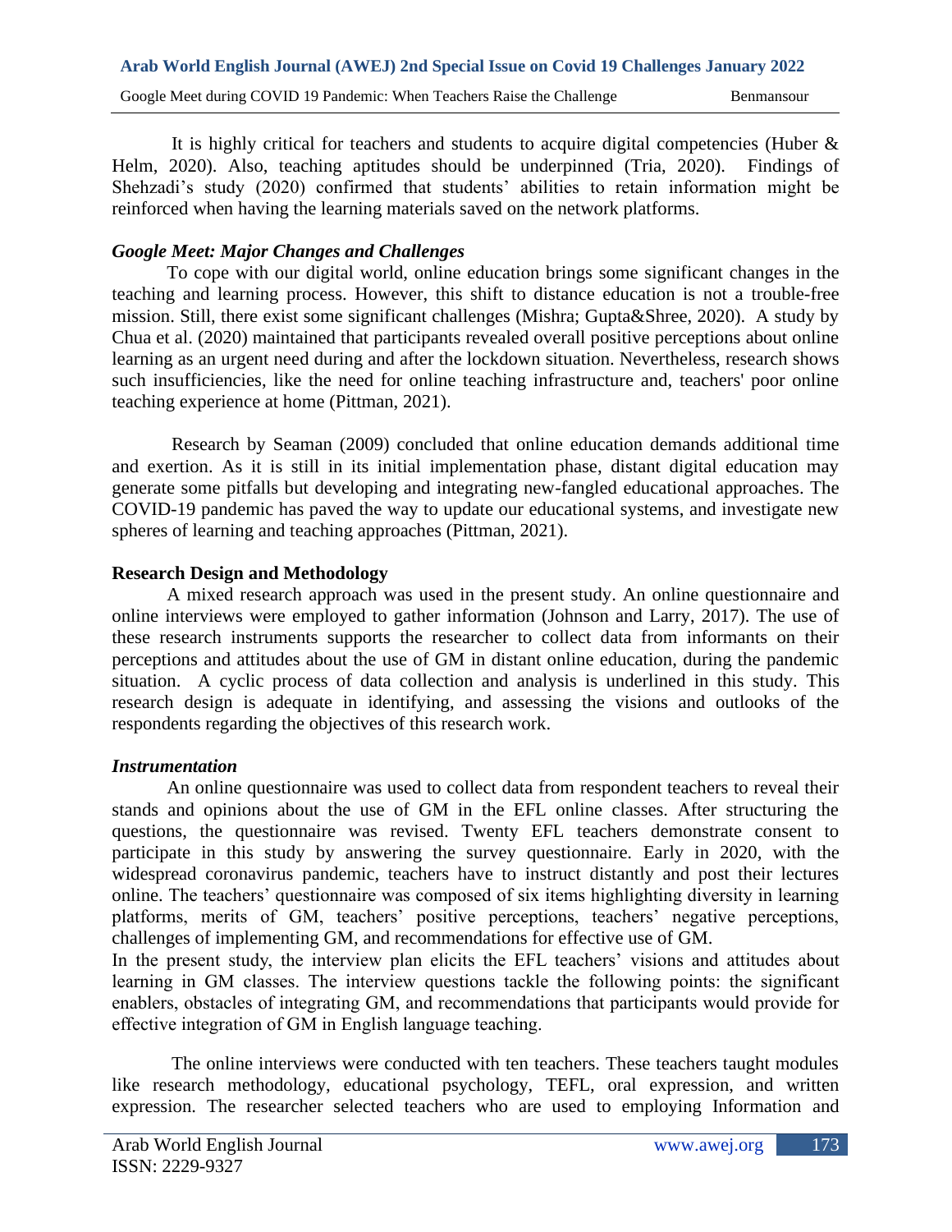It is highly critical for teachers and students to acquire digital competencies (Huber & Helm, 2020). Also, teaching aptitudes should be underpinned (Tria, 2020). Findings of Shehzadi's study (2020) confirmed that students' abilities to retain information might be reinforced when having the learning materials saved on the network platforms.

### *Google Meet: Major Changes and Challenges*

To cope with our digital world, online education brings some significant changes in the teaching and learning process. However, this shift to distance education is not a trouble-free mission. Still, there exist some significant challenges (Mishra; Gupta&Shree, 2020). A study by Chua et al. (2020) maintained that participants revealed overall positive perceptions about online learning as an urgent need during and after the lockdown situation. Nevertheless, research shows such insufficiencies, like the need for online teaching infrastructure and, teachers' poor online teaching experience at home (Pittman, 2021).

Research by Seaman (2009) concluded that online education demands additional time and exertion. As it is still in its initial implementation phase, distant digital education may generate some pitfalls but developing and integrating new-fangled educational approaches. The COVID-19 pandemic has paved the way to update our educational systems, and investigate new spheres of learning and teaching approaches (Pittman, 2021).

## Research Design and Methodology

A mixed research approach was used in the present study. An online questionnaire and online interviews were employed to gather information (Johnson and Larry, 2017). The use of these research instruments supports the researcher to collect data from informants on their perceptions and attitudes about the use of GM in distant online education, during the pandemic situation. A cyclic process of data collection and analysis is underlined in this study. This research design is adequate in identifying, and assessing the visions and outlooks of the respondents regarding the objectives of this research work.

### *Instrumentation*

An online questionnaire was used to collect data from respondent teachers to reveal their stands and opinions about the use of GM in the EFL online classes. After structuring the questions, the questionnaire was revised. Twenty EFL teachers demonstrate consent to participate in this study by answering the survey questionnaire. Early in 2020, with the widespread coronavirus pandemic, teachers have to instruct distantly and post their lectures online. The teachers' questionnaire was composed of six items highlighting diversity in learning platforms, merits of GM, teachers' positive perceptions, teachers' negative perceptions, challenges of implementing GM, and recommendations for effective use of GM.

In the present study, the interview plan elicits the EFL teachers' visions and attitudes about learning in GM classes. The interview questions tackle the following points: the significant enablers, obstacles of integrating GM, and recommendations that participants would provide for effective integration of GM in English language teaching.

The online interviews were conducted with ten teachers. These teachers taught modules like research methodology, educational psychology, TEFL, oral expression, and written expression. The researcher selected teachers who are used to employing Information and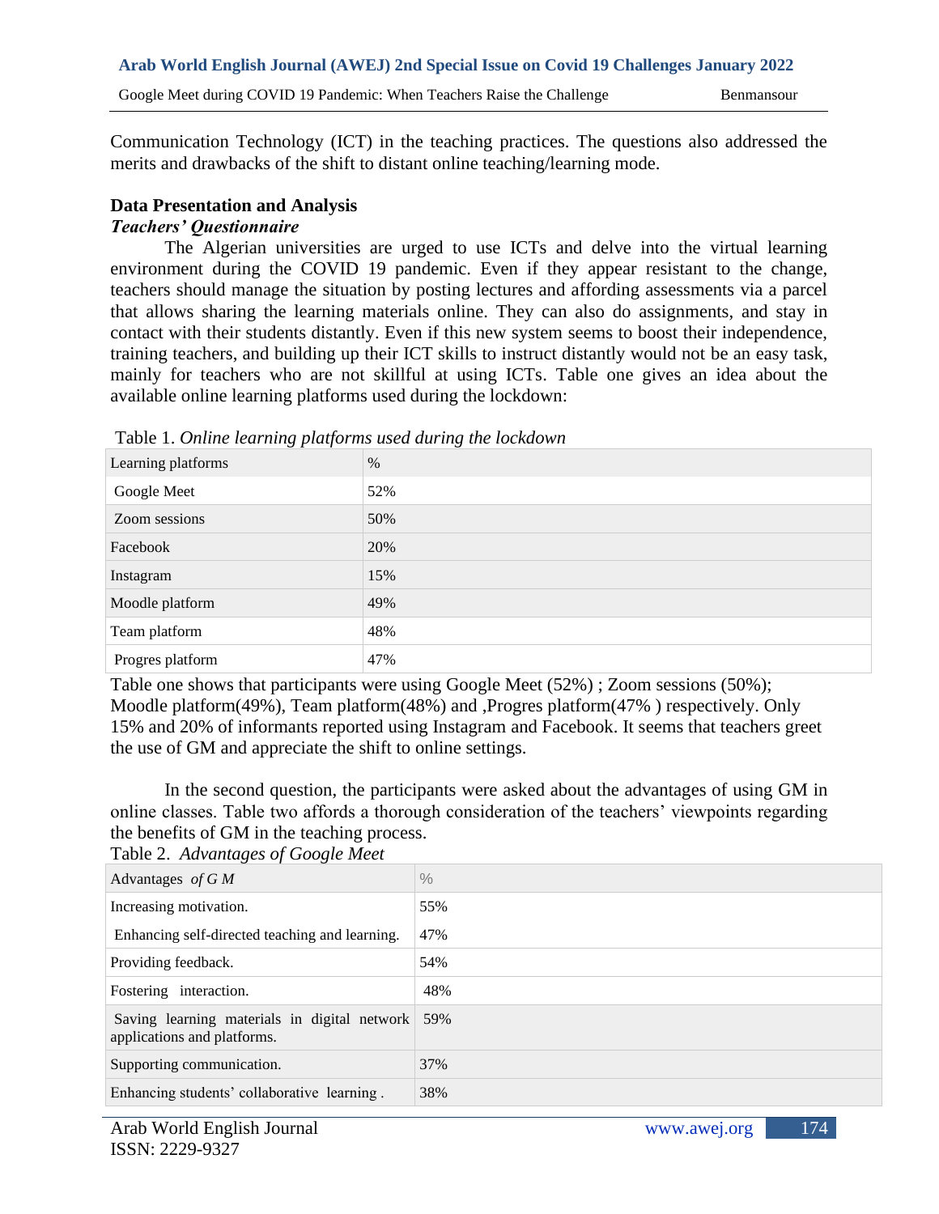Communication Technology (ICT) in the teaching practices. The questions also addressed the merits and drawbacks of the shift to distant online teaching/learning mode.

## Data Presentation and Analysis

### *Teachers' Questionnaire*

The Algerian universities are urged to use ICTs and delve into the virtual learning environment during the COVID 19 pandemic. Even if they appear resistant to the change, teachers should manage the situation by posting lectures and affording assessments via a parcel that allows sharing the learning materials online. They can also do assignments, and stay in contact with their students distantly. Even if this new system seems to boost their independence, training teachers, and building up their ICT skills to instruct distantly would not be an easy task, mainly for teachers who are not skillful at using ICTs. Table one gives an idea about the available online learning platforms used during the lockdown:

Table 1. *Online learning platforms used during the lockdown*

| Learning platforms | % |
|---|---|
| Google Meet | 52% |
| Zoom sessions | 50% |
| Facebook | 20% |
| Instagram | 15% |
| Moodle platform | 49% |
| Team platform | 48% |
| Progres platform | 47% |

Table one shows that participants were using Google Meet (52%) ; Zoom sessions (50%); Moodle platform(49%), Team platform(48%) and ,Progres platform(47% ) respectively. Only 15% and 20% of informants reported using Instagram and Facebook. It seems that teachers greet the use of GM and appreciate the shift to online settings.

In the second question, the participants were asked about the advantages of using GM in online classes. Table two affords a thorough consideration of the teachers' viewpoints regarding the benefits of GM in the teaching process.

Table 2. *Advantages of Google Meet*

| Advantages *of G M* | % |
|---|---|
| Increasing motivation. | 55% |
| Enhancing self-directed teaching and learning. | 47% |
| Providing feedback. | 54% |
| Fostering interaction. | 48% |
| Saving learning materials in digital network applications and platforms. | 59% |
| Supporting communication. | 37% |
| Enhancing students' collaborative learning . | 38% |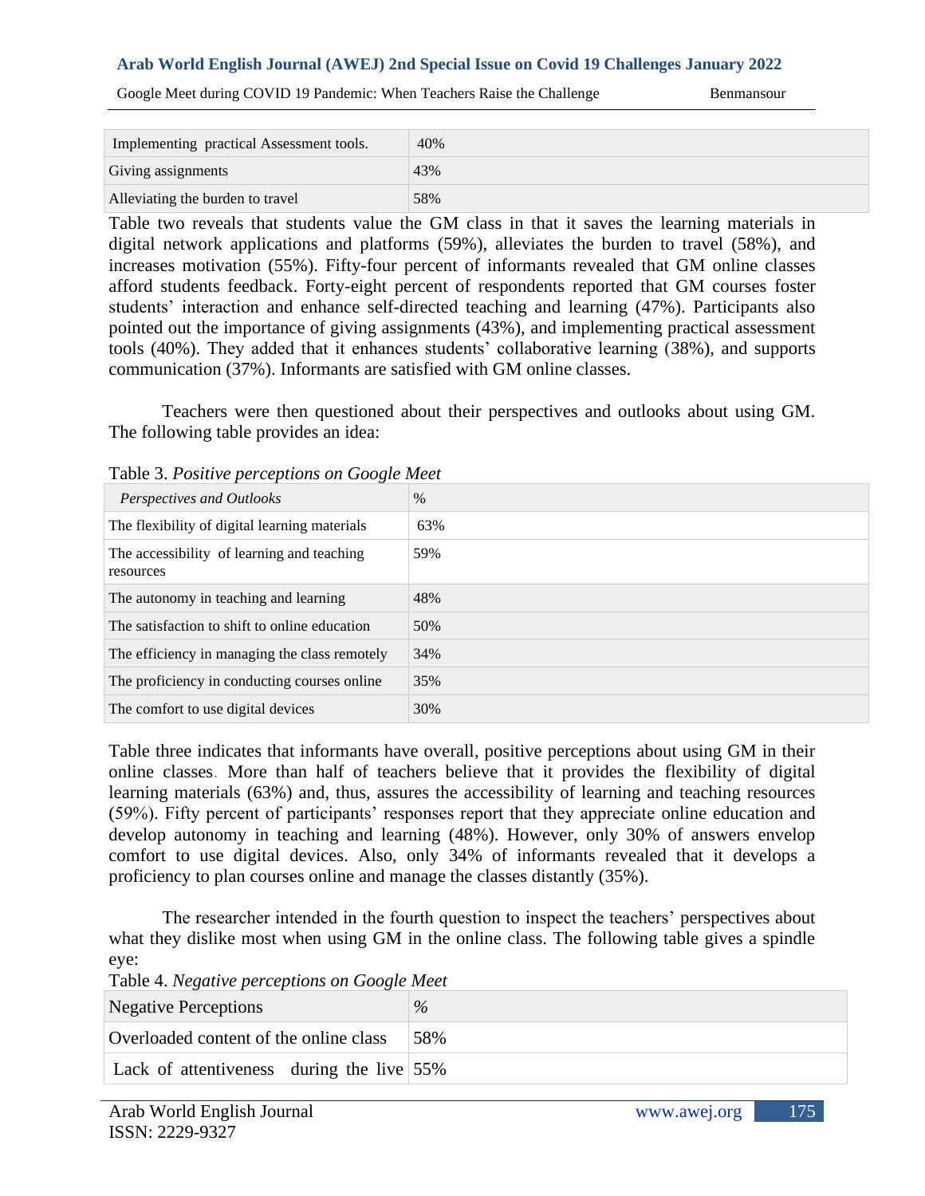| Implementing practical Assessment tools. | 40% |
|---|---|
| Giving assignments | 43% |
| Alleviating the burden to travel | 58% |

Table two reveals that students value the GM class in that it saves the learning materials in digital network applications and platforms (59%), alleviates the burden to travel (58%), and increases motivation (55%). Fifty-four percent of informants revealed that GM online classes afford students feedback. Forty-eight percent of respondents reported that GM courses foster students' interaction and enhance self-directed teaching and learning (47%). Participants also pointed out the importance of giving assignments (43%), and implementing practical assessment tools (40%). They added that it enhances students' collaborative learning (38%), and supports communication (37%). Informants are satisfied with GM online classes.

Teachers were then questioned about their perspectives and outlooks about using GM. The following table provides an idea:

Table 3. *Positive perceptions on Google Meet*

| *Perspectives and Outlooks* | % |
|---|---|
| The flexibility of digital learning materials | 63% |
| The accessibility of learning and teaching resources | 59% |
| The autonomy in teaching and learning | 48% |
| The satisfaction to shift to online education | 50% |
| The efficiency in managing the class remotely | 34% |
| The proficiency in conducting courses online | 35% |
| The comfort to use digital devices | 30% |

Table three indicates that informants have overall, positive perceptions about using GM in their online classes. More than half of teachers believe that it provides the flexibility of digital learning materials (63%) and, thus, assures the accessibility of learning and teaching resources (59%). Fifty percent of participants' responses report that they appreciate online education and develop autonomy in teaching and learning (48%). However, only 30% of answers envelop comfort to use digital devices. Also, only 34% of informants revealed that it develops a proficiency to plan courses online and manage the classes distantly (35%).

The researcher intended in the fourth question to inspect the teachers' perspectives about what they dislike most when using GM in the online class. The following table gives a spindle eye:

Table 4. *Negative perceptions on Google Meet*

| Negative Perceptions | *%* |
|---|---|
| Overloaded content of the online class | 58% |
| Lack of attentiveness during the live | 55% |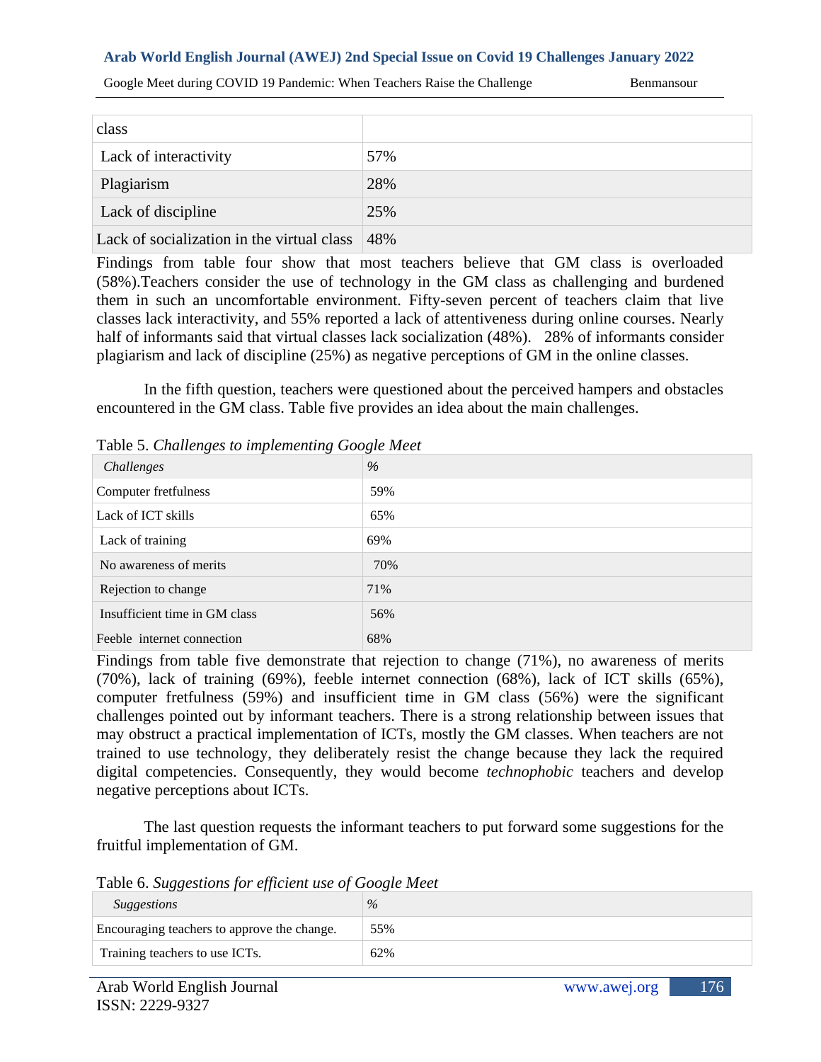| class | |
|---|---|
| Lack of interactivity | 57% |
| Plagiarism | 28% |
| Lack of discipline | 25% |
| Lack of socialization in the virtual class | 48% |

Findings from table four show that most teachers believe that GM class is overloaded (58%).Teachers consider the use of technology in the GM class as challenging and burdened them in such an uncomfortable environment. Fifty-seven percent of teachers claim that live classes lack interactivity, and 55% reported a lack of attentiveness during online courses. Nearly half of informants said that virtual classes lack socialization (48%). 28% of informants consider plagiarism and lack of discipline (25%) as negative perceptions of GM in the online classes.

In the fifth question, teachers were questioned about the perceived hampers and obstacles encountered in the GM class. Table five provides an idea about the main challenges.

Table 5. *Challenges to implementing Google Meet*

| *Challenges* | *%* |
|---|---|
| Computer fretfulness | 59% |
| Lack of ICT skills | 65% |
| Lack of training | 69% |
| No awareness of merits | 70% |
| Rejection to change | 71% |
| Insufficient time in GM class | 56% |
| Feeble internet connection | 68% |

Findings from table five demonstrate that rejection to change (71%), no awareness of merits (70%), lack of training (69%), feeble internet connection (68%), lack of ICT skills (65%), computer fretfulness (59%) and insufficient time in GM class (56%) were the significant challenges pointed out by informant teachers. There is a strong relationship between issues that may obstruct a practical implementation of ICTs, mostly the GM classes. When teachers are not trained to use technology, they deliberately resist the change because they lack the required digital competencies. Consequently, they would become *technophobic* teachers and develop negative perceptions about ICTs.

The last question requests the informant teachers to put forward some suggestions for the fruitful implementation of GM.

Table 6. *Suggestions for efficient use of Google Meet*

| *Suggestions* | *%* |
|---|---|
| Encouraging teachers to approve the change. | 55% |
| Training teachers to use ICTs. | 62% |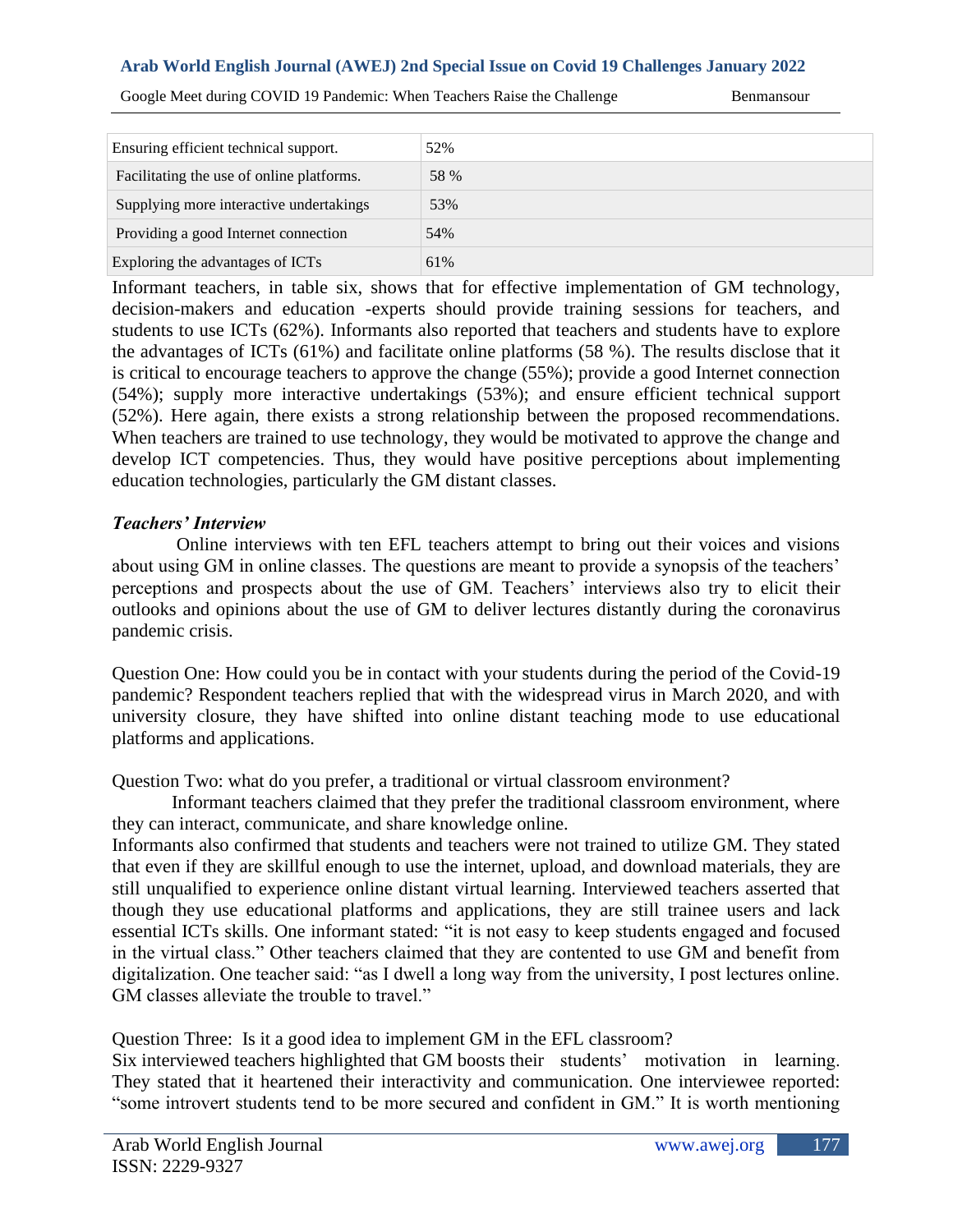| | |
|---|---|
| Ensuring efficient technical support. | 52% |
| Facilitating the use of online platforms. | 58 % |
| Supplying more interactive undertakings | 53% |
| Providing a good Internet connection | 54% |
| Exploring the advantages of ICTs | 61% |

Informant teachers, in table six, shows that for effective implementation of GM technology, decision-makers and education -experts should provide training sessions for teachers, and students to use ICTs (62%). Informants also reported that teachers and students have to explore the advantages of ICTs (61%) and facilitate online platforms (58 %). The results disclose that it is critical to encourage teachers to approve the change (55%); provide a good Internet connection (54%); supply more interactive undertakings (53%); and ensure efficient technical support (52%). Here again, there exists a strong relationship between the proposed recommendations. When teachers are trained to use technology, they would be motivated to approve the change and develop ICT competencies. Thus, they would have positive perceptions about implementing education technologies, particularly the GM distant classes.

### *Teachers' Interview*

Online interviews with ten EFL teachers attempt to bring out their voices and visions about using GM in online classes. The questions are meant to provide a synopsis of the teachers' perceptions and prospects about the use of GM. Teachers' interviews also try to elicit their outlooks and opinions about the use of GM to deliver lectures distantly during the coronavirus pandemic crisis.

Question One: How could you be in contact with your students during the period of the Covid-19 pandemic? Respondent teachers replied that with the widespread virus in March 2020, and with university closure, they have shifted into online distant teaching mode to use educational platforms and applications.

Question Two: what do you prefer, a traditional or virtual classroom environment?

Informant teachers claimed that they prefer the traditional classroom environment, where they can interact, communicate, and share knowledge online.

Informants also confirmed that students and teachers were not trained to utilize GM. They stated that even if they are skillful enough to use the internet, upload, and download materials, they are still unqualified to experience online distant virtual learning. Interviewed teachers asserted that though they use educational platforms and applications, they are still trainee users and lack essential ICTs skills. One informant stated: "it is not easy to keep students engaged and focused in the virtual class." Other teachers claimed that they are contented to use GM and benefit from digitalization. One teacher said: "as I dwell a long way from the university, I post lectures online. GM classes alleviate the trouble to travel."

Question Three: Is it a good idea to implement GM in the EFL classroom?

Six interviewed teachers highlighted that GM boosts their students' motivation in learning. They stated that it heartened their interactivity and communication. One interviewee reported: "some introvert students tend to be more secured and confident in GM." It is worth mentioning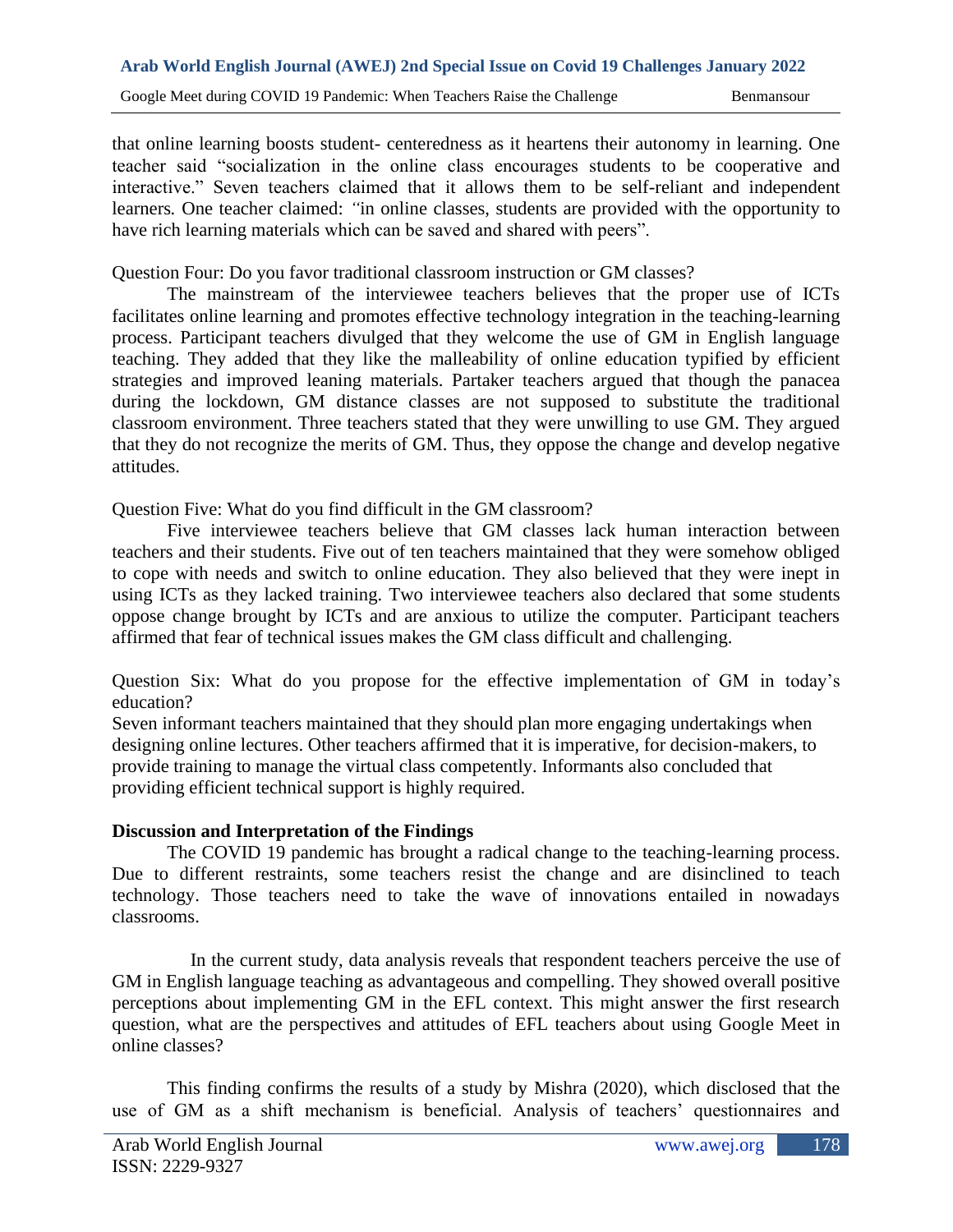that online learning boosts student- centeredness as it heartens their autonomy in learning. One teacher said "socialization in the online class encourages students to be cooperative and interactive." Seven teachers claimed that it allows them to be self-reliant and independent learners. One teacher claimed: *"*in online classes, students are provided with the opportunity to have rich learning materials which can be saved and shared with peers".

Question Four: Do you favor traditional classroom instruction or GM classes?

The mainstream of the interviewee teachers believes that the proper use of ICTs facilitates online learning and promotes effective technology integration in the teaching-learning process. Participant teachers divulged that they welcome the use of GM in English language teaching. They added that they like the malleability of online education typified by efficient strategies and improved leaning materials. Partaker teachers argued that though the panacea during the lockdown, GM distance classes are not supposed to substitute the traditional classroom environment. Three teachers stated that they were unwilling to use GM. They argued that they do not recognize the merits of GM. Thus, they oppose the change and develop negative attitudes.

Question Five: What do you find difficult in the GM classroom?

Five interviewee teachers believe that GM classes lack human interaction between teachers and their students. Five out of ten teachers maintained that they were somehow obliged to cope with needs and switch to online education. They also believed that they were inept in using ICTs as they lacked training. Two interviewee teachers also declared that some students oppose change brought by ICTs and are anxious to utilize the computer. Participant teachers affirmed that fear of technical issues makes the GM class difficult and challenging.

Question Six: What do you propose for the effective implementation of GM in today's education?

Seven informant teachers maintained that they should plan more engaging undertakings when designing online lectures. Other teachers affirmed that it is imperative, for decision-makers, to provide training to manage the virtual class competently. Informants also concluded that providing efficient technical support is highly required.

**Discussion and Interpretation of the Findings**

The COVID 19 pandemic has brought a radical change to the teaching-learning process. Due to different restraints, some teachers resist the change and are disinclined to teach technology. Those teachers need to take the wave of innovations entailed in nowadays classrooms.

In the current study, data analysis reveals that respondent teachers perceive the use of GM in English language teaching as advantageous and compelling. They showed overall positive perceptions about implementing GM in the EFL context. This might answer the first research question, what are the perspectives and attitudes of EFL teachers about using Google Meet in online classes?

This finding confirms the results of a study by Mishra (2020), which disclosed that the use of GM as a shift mechanism is beneficial. Analysis of teachers' questionnaires and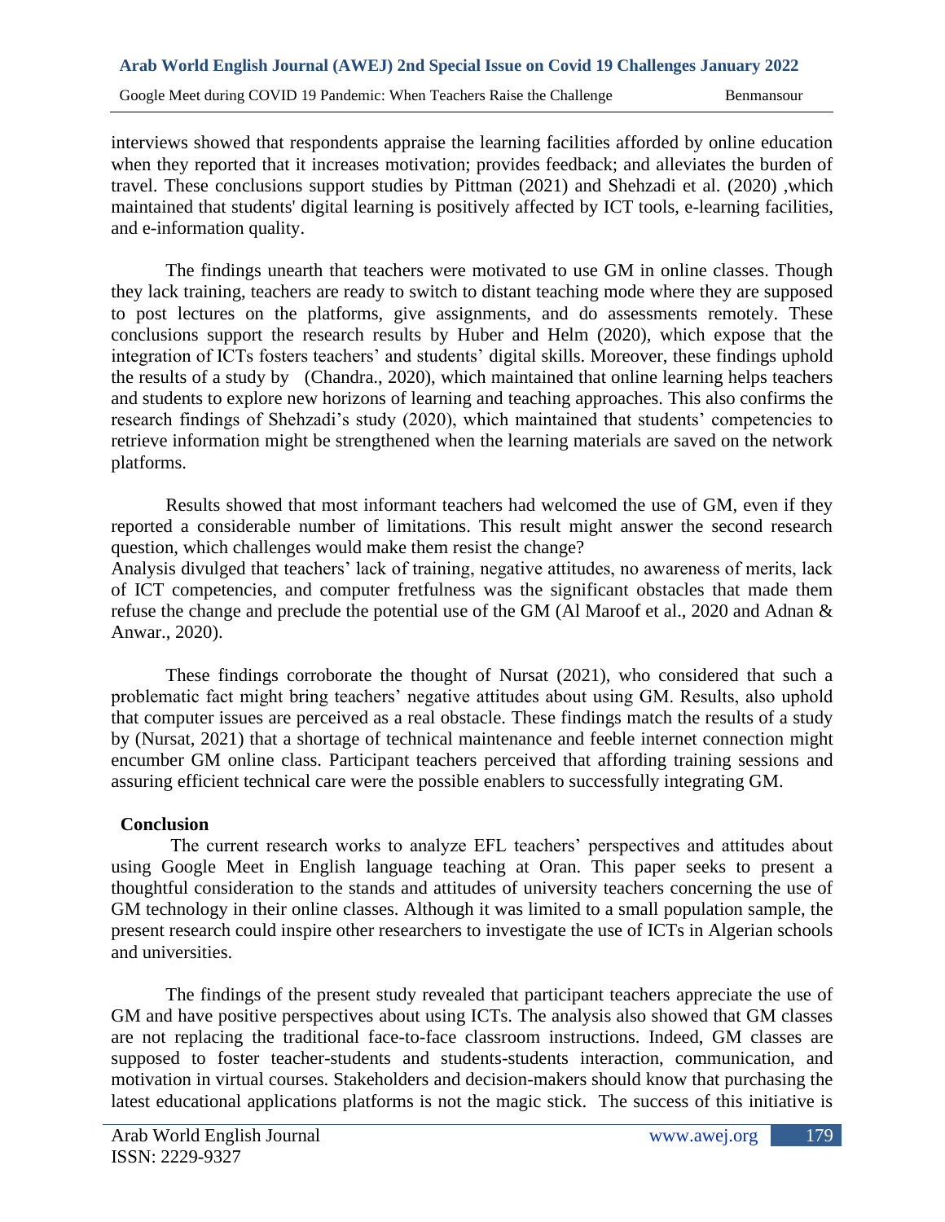interviews showed that respondents appraise the learning facilities afforded by online education when they reported that it increases motivation; provides feedback; and alleviates the burden of travel. These conclusions support studies by Pittman (2021) and Shehzadi et al. (2020) ,which maintained that students' digital learning is positively affected by ICT tools, e-learning facilities, and e-information quality.

The findings unearth that teachers were motivated to use GM in online classes. Though they lack training, teachers are ready to switch to distant teaching mode where they are supposed to post lectures on the platforms, give assignments, and do assessments remotely. These conclusions support the research results by Huber and Helm (2020), which expose that the integration of ICTs fosters teachers' and students' digital skills. Moreover, these findings uphold the results of a study by (Chandra., 2020), which maintained that online learning helps teachers and students to explore new horizons of learning and teaching approaches. This also confirms the research findings of Shehzadi's study (2020), which maintained that students' competencies to retrieve information might be strengthened when the learning materials are saved on the network platforms.

Results showed that most informant teachers had welcomed the use of GM, even if they reported a considerable number of limitations. This result might answer the second research question, which challenges would make them resist the change?
Analysis divulged that teachers' lack of training, negative attitudes, no awareness of merits, lack of ICT competencies, and computer fretfulness was the significant obstacles that made them refuse the change and preclude the potential use of the GM (Al Maroof et al., 2020 and Adnan & Anwar., 2020).

These findings corroborate the thought of Nursat (2021), who considered that such a problematic fact might bring teachers' negative attitudes about using GM. Results, also uphold that computer issues are perceived as a real obstacle. These findings match the results of a study by (Nursat, 2021) that a shortage of technical maintenance and feeble internet connection might encumber GM online class. Participant teachers perceived that affording training sessions and assuring efficient technical care were the possible enablers to successfully integrating GM.

## Conclusion

The current research works to analyze EFL teachers' perspectives and attitudes about using Google Meet in English language teaching at Oran. This paper seeks to present a thoughtful consideration to the stands and attitudes of university teachers concerning the use of GM technology in their online classes. Although it was limited to a small population sample, the present research could inspire other researchers to investigate the use of ICTs in Algerian schools and universities.

The findings of the present study revealed that participant teachers appreciate the use of GM and have positive perspectives about using ICTs. The analysis also showed that GM classes are not replacing the traditional face-to-face classroom instructions. Indeed, GM classes are supposed to foster teacher-students and students-students interaction, communication, and motivation in virtual courses. Stakeholders and decision-makers should know that purchasing the latest educational applications platforms is not the magic stick. The success of this initiative is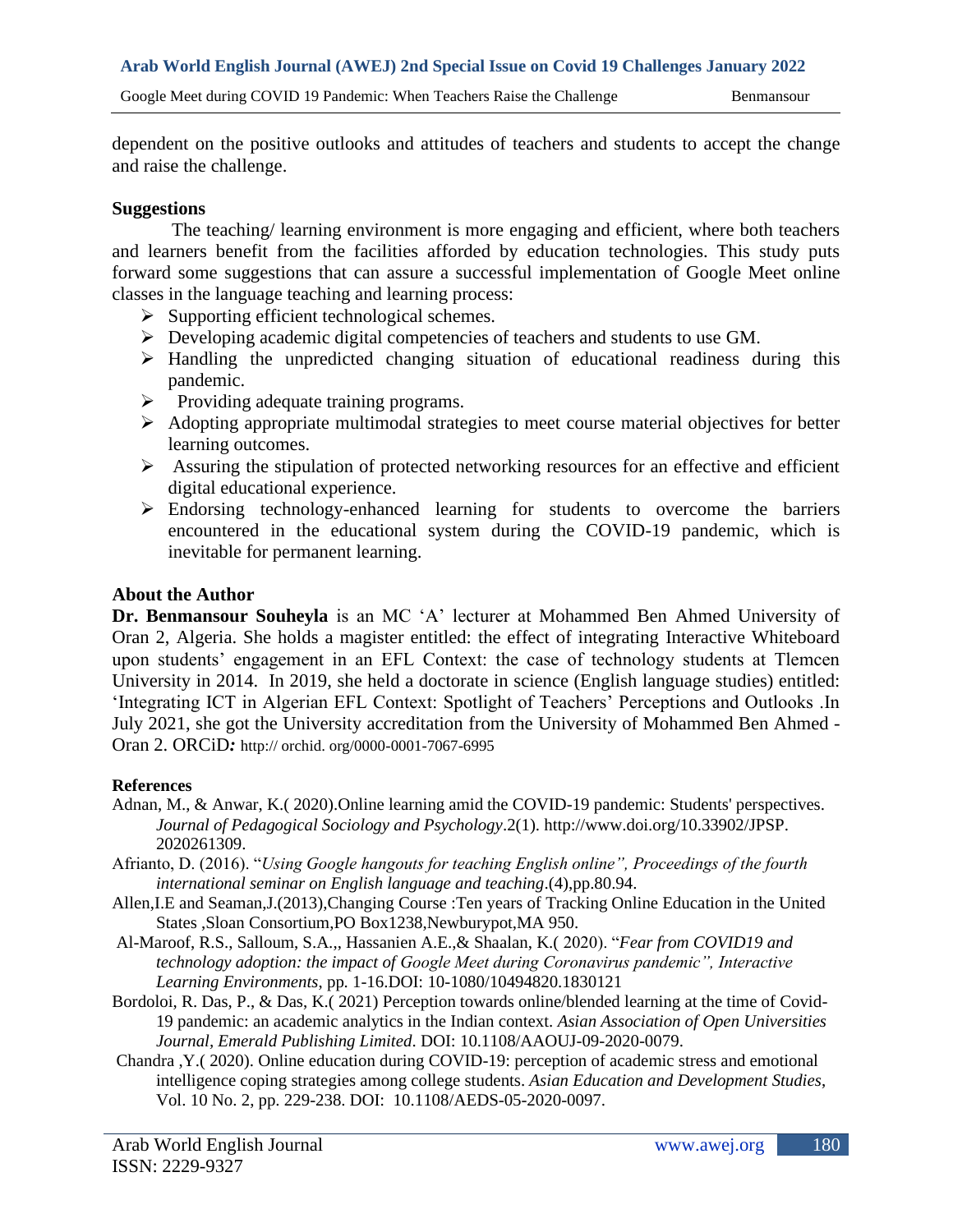dependent on the positive outlooks and attitudes of teachers and students to accept the change and raise the challenge.

**Suggestions**

The teaching/ learning environment is more engaging and efficient, where both teachers and learners benefit from the facilities afforded by education technologies. This study puts forward some suggestions that can assure a successful implementation of Google Meet online classes in the language teaching and learning process:

- Supporting efficient technological schemes.
- Developing academic digital competencies of teachers and students to use GM.
- Handling the unpredicted changing situation of educational readiness during this pandemic.
- Providing adequate training programs.
- Adopting appropriate multimodal strategies to meet course material objectives for better learning outcomes.
- Assuring the stipulation of protected networking resources for an effective and efficient digital educational experience.
- Endorsing technology-enhanced learning for students to overcome the barriers encountered in the educational system during the COVID-19 pandemic, which is inevitable for permanent learning.

**About the Author**

**Dr. Benmansour Souheyla** is an MC 'A' lecturer at Mohammed Ben Ahmed University of Oran 2, Algeria. She holds a magister entitled: the effect of integrating Interactive Whiteboard upon students' engagement in an EFL Context: the case of technology students at Tlemcen University in 2014. In 2019, she held a doctorate in science (English language studies) entitled: 'Integrating ICT in Algerian EFL Context: Spotlight of Teachers' Perceptions and Outlooks .In July 2021, she got the University accreditation from the University of Mohammed Ben Ahmed - Oran 2. ORCiD*:* http:// orchid. org/0000-0001-7067-6995

**References**

Adnan, M., & Anwar, K.( 2020).Online learning amid the COVID-19 pandemic: Students' perspectives. *Journal of Pedagogical Sociology and Psychology*.2(1). http://www.doi.org/10.33902/JPSP. 2020261309.

Afrianto, D. (2016). "*Using Google hangouts for teaching English online", Proceedings of the fourth international seminar on English language and teaching*.(4),pp.80.94.

Allen,I.E and Seaman,J.(2013),Changing Course :Ten years of Tracking Online Education in the United States ,Sloan Consortium,PO Box1238,Newburypot,MA 950.

Al-Maroof, R.S., Salloum, S.A.,, Hassanien A.E.,& Shaalan, K.( 2020). "*Fear from COVID19 and technology adoption: the impact of Google Meet during Coronavirus pandemic", Interactive Learning Environments*, pp. 1-16.DOI: 10-1080/10494820.1830121

Bordoloi, R. Das, P., & Das, K.( 2021) Perception towards online/blended learning at the time of Covid-19 pandemic: an academic analytics in the Indian context. *Asian Association of Open Universities Journal*, *Emerald Publishing Limited*. DOI: 10.1108/AAOUJ-09-2020-0079.

Chandra ,Y.( 2020). Online education during COVID-19: perception of academic stress and emotional intelligence coping strategies among college students. *Asian Education and Development Studies*, Vol. 10 No. 2, pp. 229-238. DOI: 10.1108/AEDS-05-2020-0097.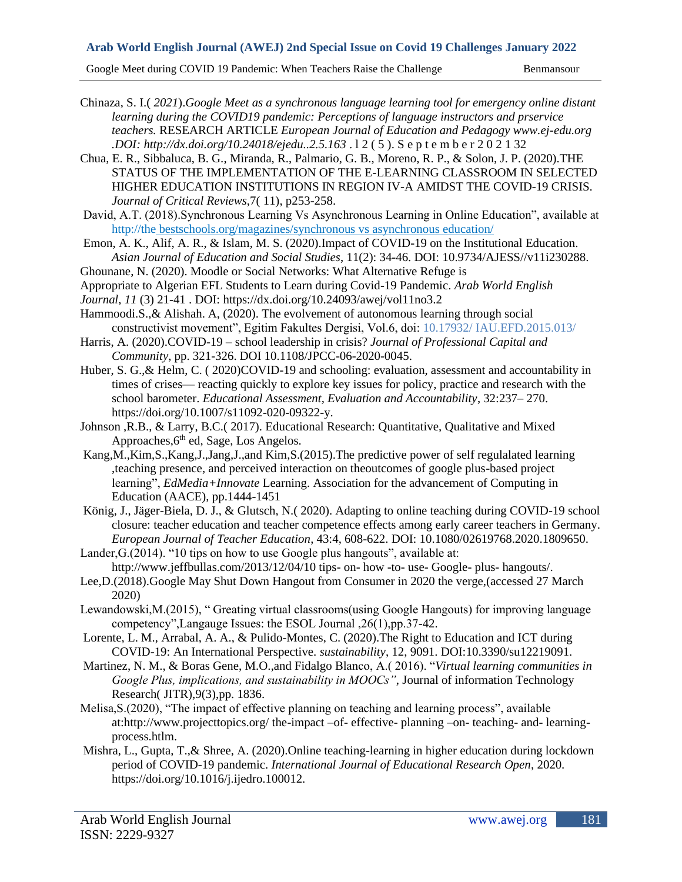Chinaza, S. I.( *2021*).*Google Meet as a synchronous language learning tool for emergency online distant learning during the COVID19 pandemic: Perceptions of language instructors and prservice teachers.* RESEARCH ARTICLE *European Journal of Education and Pedagogy www.ej-edu.org .DOI: http://dx.doi.org/10.24018/ejedu..2.5.163* . l 2 ( 5 ). S e p t e m b e r 2 0 2 1 32

Chua, E. R., Sibbaluca, B. G., Miranda, R., Palmario, G. B., Moreno, R. P., & Solon, J. P. (2020).THE STATUS OF THE IMPLEMENTATION OF THE E-LEARNING CLASSROOM IN SELECTED HIGHER EDUCATION INSTITUTIONS IN REGION IV-A AMIDST THE COVID-19 CRISIS. *Journal of Critical Reviews*,7( 11), p253-258.

David, A.T. (2018).Synchronous Learning Vs Asynchronous Learning in Online Education", available at http://the bestschools.org/magazines/synchronous vs asynchronous education/

Emon, A. K., Alif, A. R., & Islam, M. S. (2020).Impact of COVID-19 on the Institutional Education. *Asian Journal of Education and Social Studies*, 11(2): 34-46. DOI: 10.9734/AJESS//v11i230288.

Ghounane, N. (2020). Moodle or Social Networks: What Alternative Refuge is Appropriate to Algerian EFL Students to Learn during Covid-19 Pandemic. *Arab World English Journal*, *11* (3) 21-41 . DOI: https://dx.doi.org/10.24093/awej/vol11no3.2

Hammoodi.S.,& Alishah. A, (2020). The evolvement of autonomous learning through social constructivist movement", Egitim Fakultes Dergisi, Vol.6, doi: 10.17932/ IAU.EFD.2015.013/

Harris, A. (2020).COVID-19 – school leadership in crisis? *Journal of Professional Capital and Community*, pp. 321-326. DOI 10.1108/JPCC-06-2020-0045.

Huber, S. G.,& Helm, C. ( 2020)COVID-19 and schooling: evaluation, assessment and accountability in times of crises— reacting quickly to explore key issues for policy, practice and research with the school barometer. *Educational Assessment, Evaluation and Accountability*, 32:237– 270. https://doi.org/10.1007/s11092-020-09322-y.

Johnson ,R.B., & Larry, B.C.( 2017). Educational Research: Quantitative, Qualitative and Mixed Approaches,6th ed, Sage, Los Angelos.

Kang,M.,Kim,S.,Kang,J.,Jang,J.,and Kim,S.(2015).The predictive power of self regulalated learning ,teaching presence, and perceived interaction on theoutcomes of google plus-based project learning", *EdMedia+Innovate* Learning. Association for the advancement of Computing in Education (AACE), pp.1444-1451

König, J., Jäger-Biela, D. J., & Glutsch, N.( 2020). Adapting to online teaching during COVID-19 school closure: teacher education and teacher competence effects among early career teachers in Germany. *European Journal of Teacher Education*, 43:4, 608-622. DOI: 10.1080/02619768.2020.1809650.

Lander,G.(2014). "10 tips on how to use Google plus hangouts", available at: http://www.jeffbullas.com/2013/12/04/10 tips- on- how -to- use- Google- plus- hangouts/.

Lee,D.(2018).Google May Shut Down Hangout from Consumer in 2020 the verge,(accessed 27 March 2020)

Lewandowski,M.(2015), " Greating virtual classrooms(using Google Hangouts) for improving language competency",Langauge Issues: the ESOL Journal ,26(1),pp.37-42.

Lorente, L. M., Arrabal, A. A., & Pulido-Montes, C. (2020).The Right to Education and ICT during COVID-19: An International Perspective. *sustainability*, 12, 9091. DOI:10.3390/su12219091.

Martinez, N. M., & Boras Gene, M.O.,and Fidalgo Blanco, A.( 2016). "*Virtual learning communities in Google Plus, implications, and sustainability in MOOCs"*, Journal of information Technology Research( JITR),9(3),pp. 1836.

Melisa,S.(2020), "The impact of effective planning on teaching and learning process", available at:http://www.projecttopics.org/ the-impact –of- effective- planning –on- teaching- and- learning-process.htlm.

Mishra, L., Gupta, T.,& Shree, A. (2020).Online teaching-learning in higher education during lockdown period of COVID-19 pandemic. *International Journal of Educational Research Open*, 2020. https://doi.org/10.1016/j.ijedro.100012.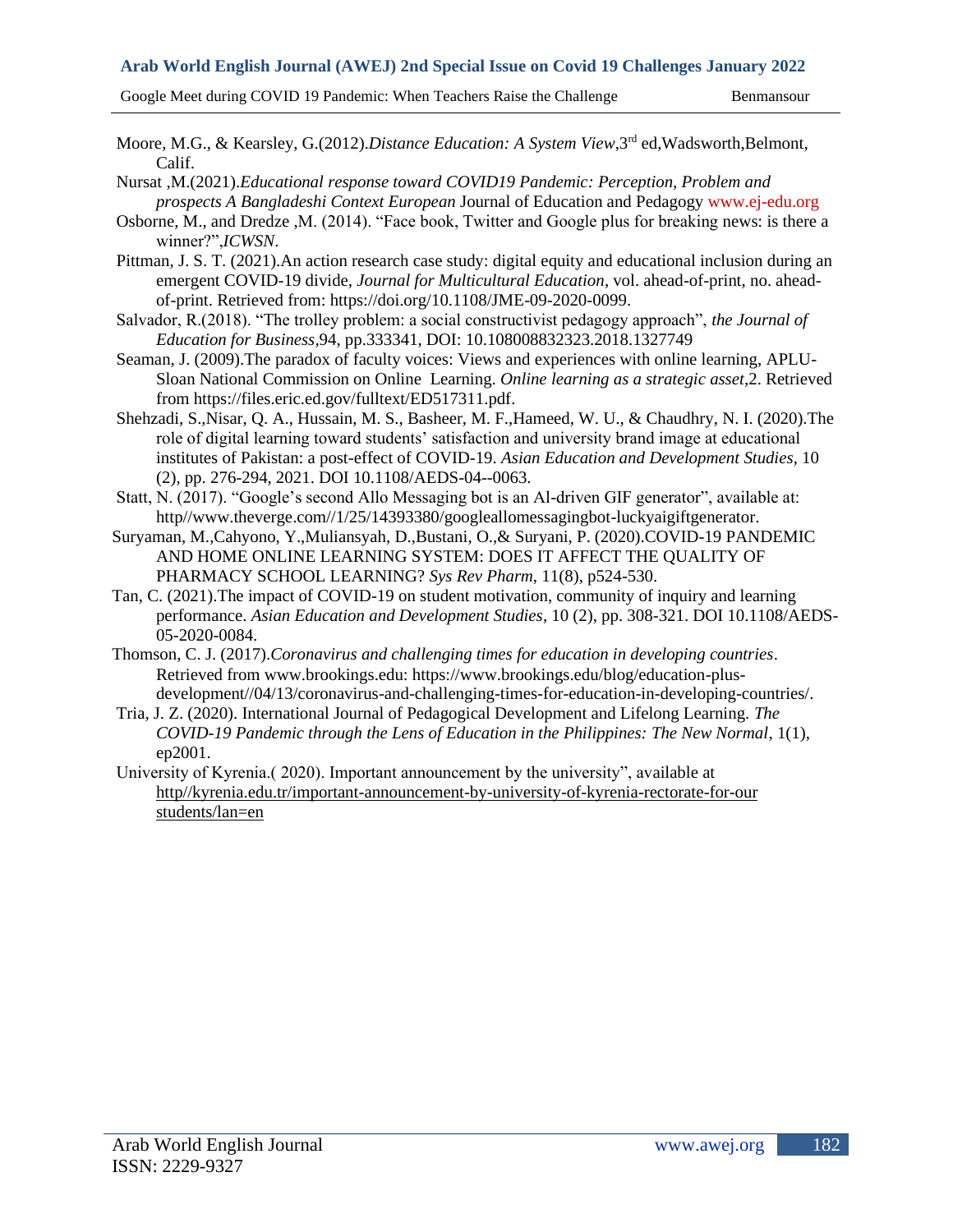Moore, M.G., & Kearsley, G.(2012).*Distance Education: A System View*,3rd ed,Wadsworth,Belmont, Calif.

Nursat ,M.(2021).*Educational response toward COVID19 Pandemic: Perception, Problem and prospects A Bangladeshi Context European* Journal of Education and Pedagogy www.ej-edu.org

Osborne, M., and Dredze ,M. (2014). "Face book, Twitter and Google plus for breaking news: is there a winner?",*ICWSN*.

Pittman, J. S. T. (2021).An action research case study: digital equity and educational inclusion during an emergent COVID-19 divide, *Journal for Multicultural Education*, vol. ahead-of-print, no. ahead-of-print. Retrieved from: https://doi.org/10.1108/JME-09-2020-0099.

Salvador, R.(2018). "The trolley problem: a social constructivist pedagogy approach", *the Journal of Education for Business*,94, pp.333341, DOI: 10.108008832323.2018.1327749

Seaman, J. (2009).The paradox of faculty voices: Views and experiences with online learning, APLU-Sloan National Commission on Online Learning. *Online learning as a strategic asset*,2. Retrieved from https://files.eric.ed.gov/fulltext/ED517311.pdf.

Shehzadi, S.,Nisar, Q. A., Hussain, M. S., Basheer, M. F.,Hameed, W. U., & Chaudhry, N. I. (2020).The role of digital learning toward students' satisfaction and university brand image at educational institutes of Pakistan: a post-effect of COVID-19. *Asian Education and Development Studies*, 10 (2), pp. 276-294, 2021. DOI 10.1108/AEDS-04--0063.

Statt, N. (2017). "Google's second Allo Messaging bot is an Al-driven GIF generator", available at: http//www.theverge.com//1/25/14393380/googleallomessagingbot-luckyaigiftgenerator.

Suryaman, M.,Cahyono, Y.,Muliansyah, D.,Bustani, O.,& Suryani, P. (2020).COVID-19 PANDEMIC AND HOME ONLINE LEARNING SYSTEM: DOES IT AFFECT THE QUALITY OF PHARMACY SCHOOL LEARNING? *Sys Rev Pharm*, 11(8), p524-530.

Tan, C. (2021).The impact of COVID-19 on student motivation, community of inquiry and learning performance. *Asian Education and Development Studies*, 10 (2), pp. 308-321. DOI 10.1108/AEDS-05-2020-0084.

Thomson, C. J. (2017).*Coronavirus and challenging times for education in developing countries*. Retrieved from www.brookings.edu: https://www.brookings.edu/blog/education-plus-development//04/13/coronavirus-and-challenging-times-for-education-in-developing-countries/.

Tria, J. Z. (2020). International Journal of Pedagogical Development and Lifelong Learning. *The COVID-19 Pandemic through the Lens of Education in the Philippines: The New Normal*, 1(1), ep2001.

University of Kyrenia.( 2020). Important announcement by the university", available at http//kyrenia.edu.tr/important-announcement-by-university-of-kyrenia-rectorate-for-our students/lan=en